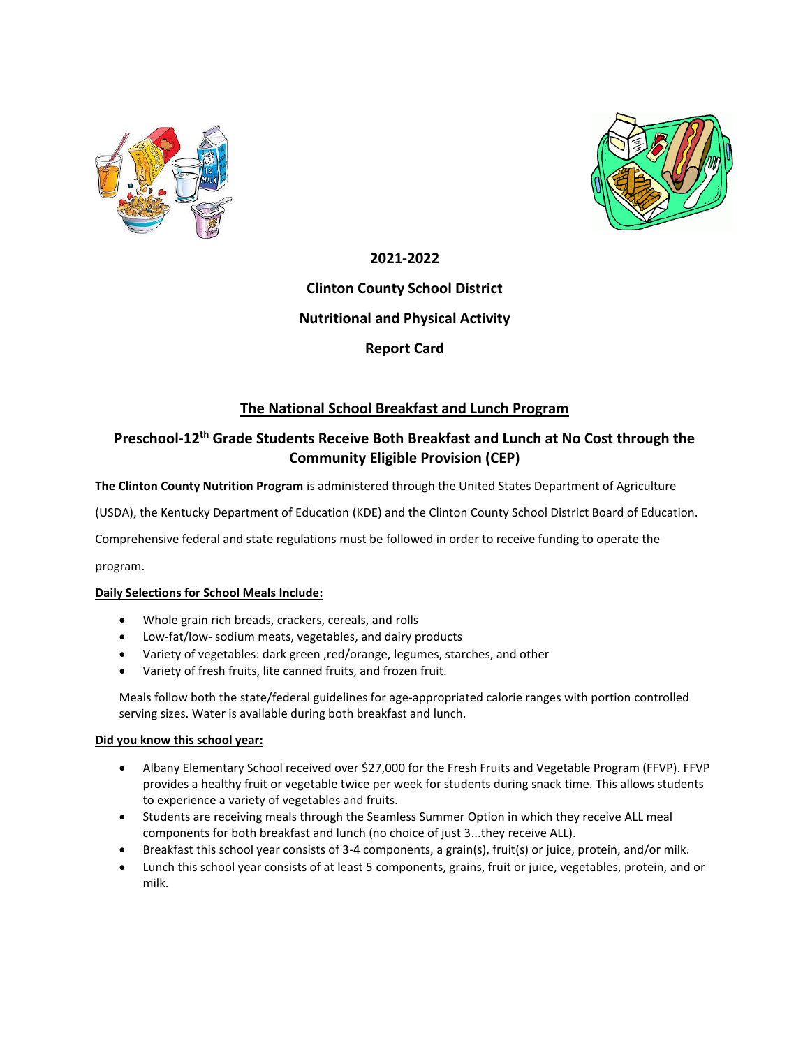**2021-2022**

**Clinton County School District**

**Nutritional and Physical Activity**

**Report Card**

## The National School Breakfast and Lunch Program

## Preschool-12th Grade Students Receive Both Breakfast and Lunch at No Cost through the Community Eligible Provision (CEP)

**The Clinton County Nutrition Program** is administered through the United States Department of Agriculture (USDA), the Kentucky Department of Education (KDE) and the Clinton County School District Board of Education. Comprehensive federal and state regulations must be followed in order to receive funding to operate the program.

**Daily Selections for School Meals Include:**

- Whole grain rich breads, crackers, cereals, and rolls
- Low-fat/low- sodium meats, vegetables, and dairy products
- Variety of vegetables: dark green ,red/orange, legumes, starches, and other
- Variety of fresh fruits, lite canned fruits, and frozen fruit.

Meals follow both the state/federal guidelines for age-appropriated calorie ranges with portion controlled serving sizes. Water is available during both breakfast and lunch.

**Did you know this school year:**

- Albany Elementary School received over $27,000 for the Fresh Fruits and Vegetable Program (FFVP). FFVP provides a healthy fruit or vegetable twice per week for students during snack time. This allows students to experience a variety of vegetables and fruits.
- Students are receiving meals through the Seamless Summer Option in which they receive ALL meal components for both breakfast and lunch (no choice of just 3...they receive ALL).
- Breakfast this school year consists of 3-4 components, a grain(s), fruit(s) or juice, protein, and/or milk.
- Lunch this school year consists of at least 5 components, grains, fruit or juice, vegetables, protein, and or milk.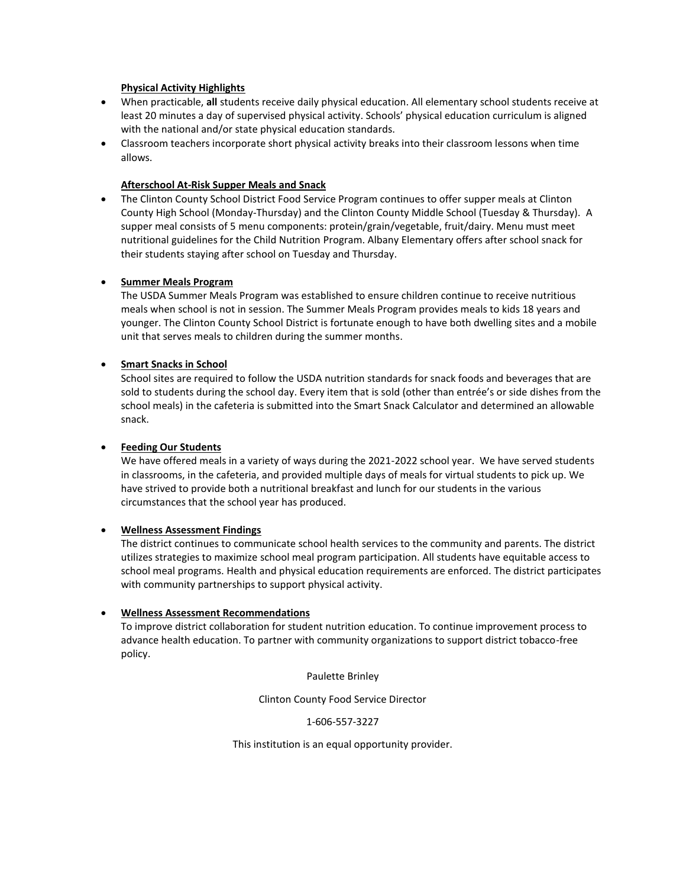**Physical Activity Highlights**

- When practicable, **all** students receive daily physical education. All elementary school students receive at least 20 minutes a day of supervised physical activity. Schools' physical education curriculum is aligned with the national and/or state physical education standards.
- Classroom teachers incorporate short physical activity breaks into their classroom lessons when time allows.

**Afterschool At-Risk Supper Meals and Snack**

- The Clinton County School District Food Service Program continues to offer supper meals at Clinton County High School (Monday-Thursday) and the Clinton County Middle School (Tuesday & Thursday). A supper meal consists of 5 menu components: protein/grain/vegetable, fruit/dairy. Menu must meet nutritional guidelines for the Child Nutrition Program. Albany Elementary offers after school snack for their students staying after school on Tuesday and Thursday.

- **Summer Meals Program**

  The USDA Summer Meals Program was established to ensure children continue to receive nutritious meals when school is not in session. The Summer Meals Program provides meals to kids 18 years and younger. The Clinton County School District is fortunate enough to have both dwelling sites and a mobile unit that serves meals to children during the summer months.

- **Smart Snacks in School**

  School sites are required to follow the USDA nutrition standards for snack foods and beverages that are sold to students during the school day. Every item that is sold (other than entrée's or side dishes from the school meals) in the cafeteria is submitted into the Smart Snack Calculator and determined an allowable snack.

- **Feeding Our Students**

  We have offered meals in a variety of ways during the 2021-2022 school year. We have served students in classrooms, in the cafeteria, and provided multiple days of meals for virtual students to pick up. We have strived to provide both a nutritional breakfast and lunch for our students in the various circumstances that the school year has produced.

- **Wellness Assessment Findings**

  The district continues to communicate school health services to the community and parents. The district utilizes strategies to maximize school meal program participation. All students have equitable access to school meal programs. Health and physical education requirements are enforced. The district participates with community partnerships to support physical activity.

- **Wellness Assessment Recommendations**

  To improve district collaboration for student nutrition education. To continue improvement process to advance health education. To partner with community organizations to support district tobacco-free policy.

Paulette Brinley

Clinton County Food Service Director

1-606-557-3227

This institution is an equal opportunity provider.